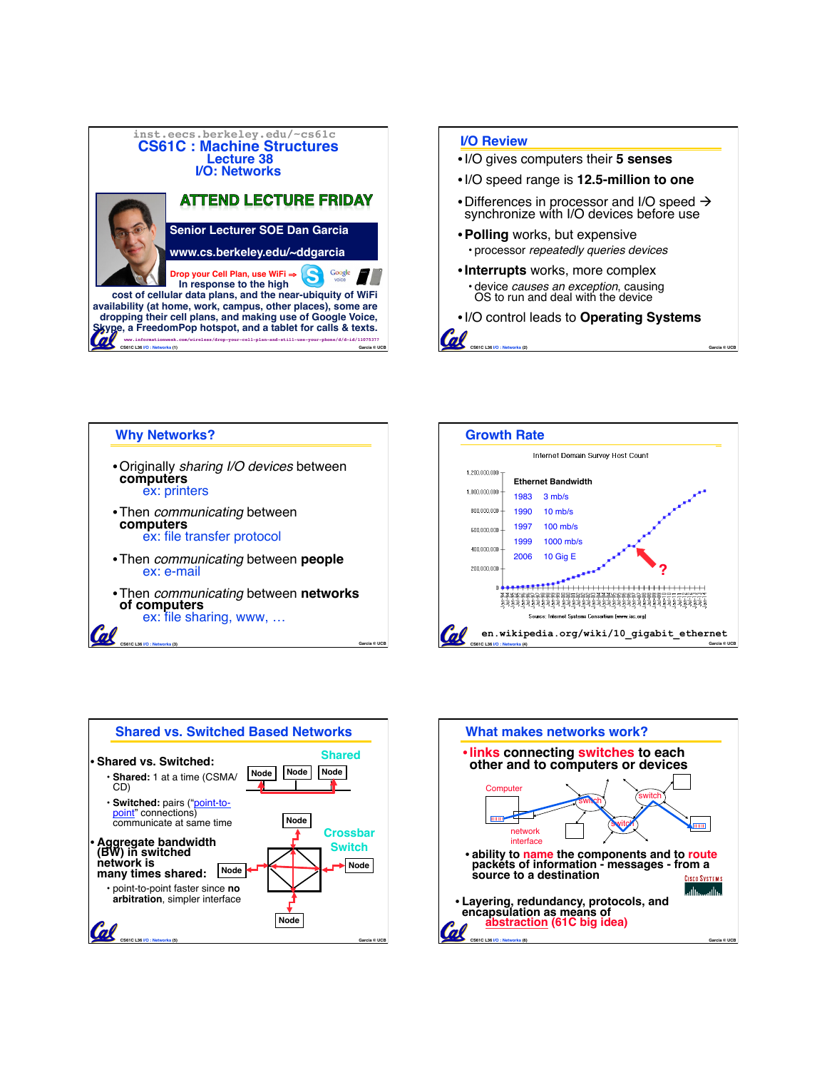## inst.eecs.berkeley.edu/~cs61c
# CS61C : Machine Structures
### Lecture 38
### I/O: Networks

**ATTEND LECTURE FRIDAY**

Senior Lecturer SOE Dan Garcia

www.cs.berkeley.edu/~ddgarcia

**Drop your Cell Plan, use WiFi ⇒** In response to the high cost of cellular data plans, and the near-ubiquity of WiFi availability (at home, work, campus, other places), some are dropping their cell plans, and making use of Google Voice, Skype, a FreedomPop hotspot, and a tablet for calls & texts.

www.informationweek.com/wireless/drop-your-cell-plan-and-still-use-your-phone/d/d-id/1107537?

---

## I/O Review

- I/O gives computers their **5 senses**
- I/O speed range is **12.5-million to one**
- Differences in processor and I/O speed → synchronize with I/O devices before use
- **Polling** works, but expensive
  - processor *repeatedly queries devices*
- **Interrupts** works, more complex
  - device *causes an exception*, causing OS to run and deal with the device
- I/O control leads to **Operating Systems**

---

## Why Networks?

- Originally *sharing I/O devices* between computers
  - ex: printers
- Then *communicating* between computers
  - ex: file transfer protocol
- Then *communicating* between **people**
  - ex: e-mail
- Then *communicating* between **networks of computers**
  - ex: file sharing, www, …

---

## Growth Rate

Internet Domain Survey Host Count

**Ethernet Bandwidth**

| Year | Bandwidth |
|---|---|
| 1983 | 3 mb/s |
| 1990 | 10 mb/s |
| 1997 | 100 mb/s |
| 1999 | 1000 mb/s |
| 2006 | 10 Gig E |

Source: Internet Systems Consortium (www.isc.org)

en.wikipedia.org/wiki/10_gigabit_ethernet

---

## Shared vs. Switched Based Networks

- **Shared vs. Switched:**
  - **Shared:** 1 at a time (CSMA/CD)
  - **Switched:** pairs ("point-to-point" connections) communicate at same time
- **Aggregate bandwidth (BW) in switched network is many times shared:**
  - point-to-point faster since **no arbitration**, simpler interface

Shared — Node Node Node

Crossbar Switch — Node Node Node Node

---

## What makes networks work?

- **links** connecting **switches** to each other and to computers or devices

Computer, network interface, switch, switch, switch

- ability to **name** the components and to **route** packets of information - messages - from a source to a destination
- Layering, redundancy, protocols, and encapsulation as means of **abstraction (61C big idea)**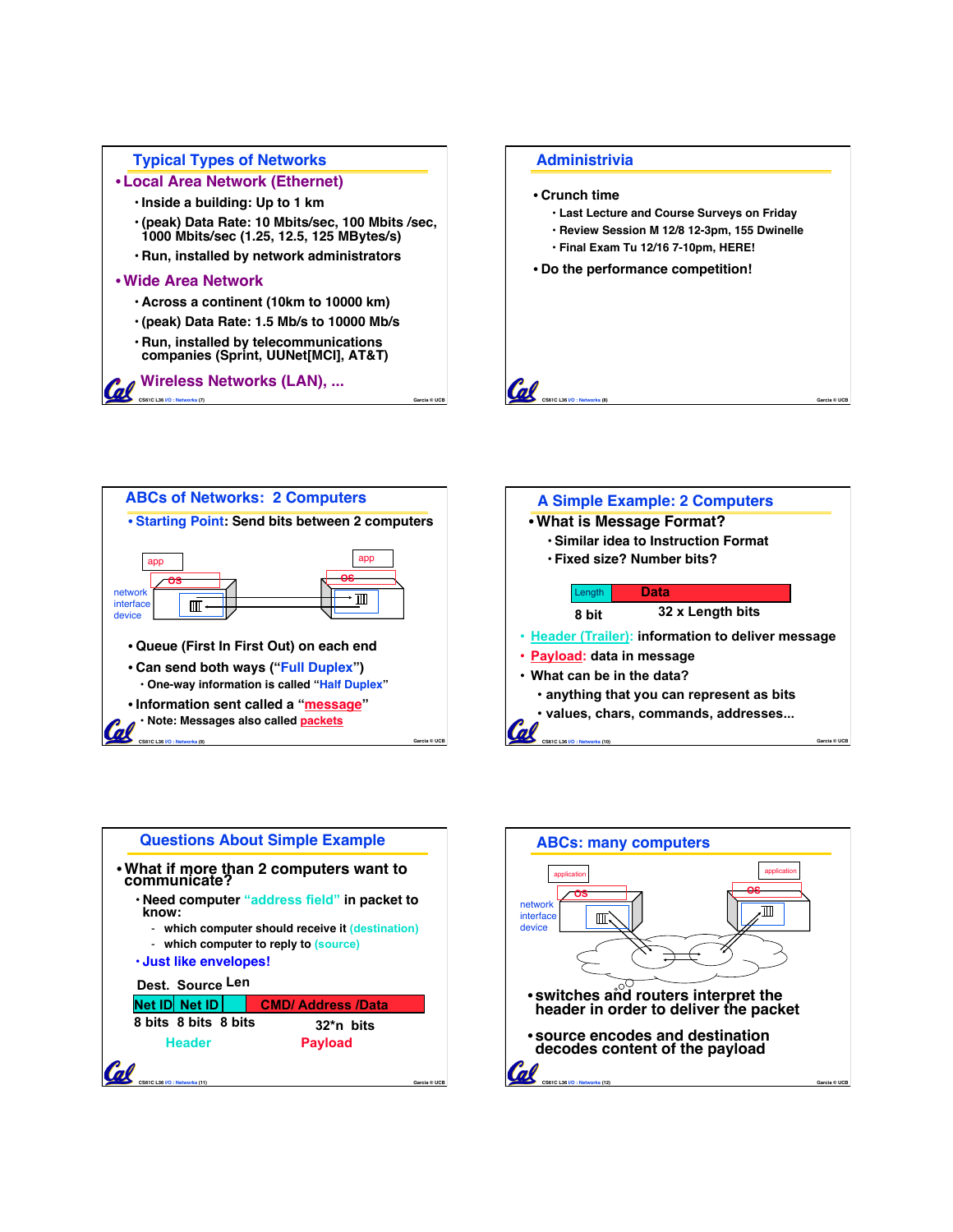## Typical Types of Networks

- **Local Area Network (Ethernet)**
  - Inside a building: Up to 1 km
  - (peak) Data Rate: 10 Mbits/sec, 100 Mbits /sec, 1000 Mbits/sec (1.25, 12.5, 125 MBytes/s)
  - Run, installed by network administrators
- **Wide Area Network**
  - Across a continent (10km to 10000 km)
  - (peak) Data Rate: 1.5 Mb/s to 10000 Mb/s
  - Run, installed by telecommunications companies (Sprint, UUNet[MCI], AT&T)
- **Wireless Networks (LAN), ...**

## Administrivia

- Crunch time
  - Last Lecture and Course Surveys on Friday
  - Review Session M 12/8 12-3pm, 155 Dwinelle
  - Final Exam Tu 12/16 7-10pm, HERE!
- Do the performance competition!

## ABCs of Networks: 2 Computers

- **Starting Point**: Send bits between 2 computers

app, OS, network interface device (diagram of two computers connected)

- Queue (First In First Out) on each end
- Can send both ways ("Full Duplex")
  - One-way information is called "Half Duplex"
- Information sent called a "message"
  - Note: Messages also called packets

## A Simple Example: 2 Computers

- What is Message Format?
  - Similar idea to Instruction Format
  - Fixed size? Number bits?

| Length | Data |
|---|---|
| 8 bit | 32 x Length bits |

- Header (Trailer): information to deliver message
- Payload: data in message
- What can be in the data?
  - anything that you can represent as bits
  - values, chars, commands, addresses...

## Questions About Simple Example

- What if more than 2 computers want to communicate?
  - Need computer "address field" in packet to know:
    - which computer should receive it (destination)
    - which computer to reply to (source)
  - Just like envelopes!

| Dest. Net ID | Source Net ID | Len | CMD/ Address /Data |
|---|---|---|---|
| 8 bits | 8 bits | 8 bits | 32*n bits |
| Header | | | Payload |

## ABCs: many computers

application, OS, network interface device (diagram of computers connected through a network cloud)

- switches and routers interpret the header in order to deliver the packet
- source encodes and destination decodes content of the payload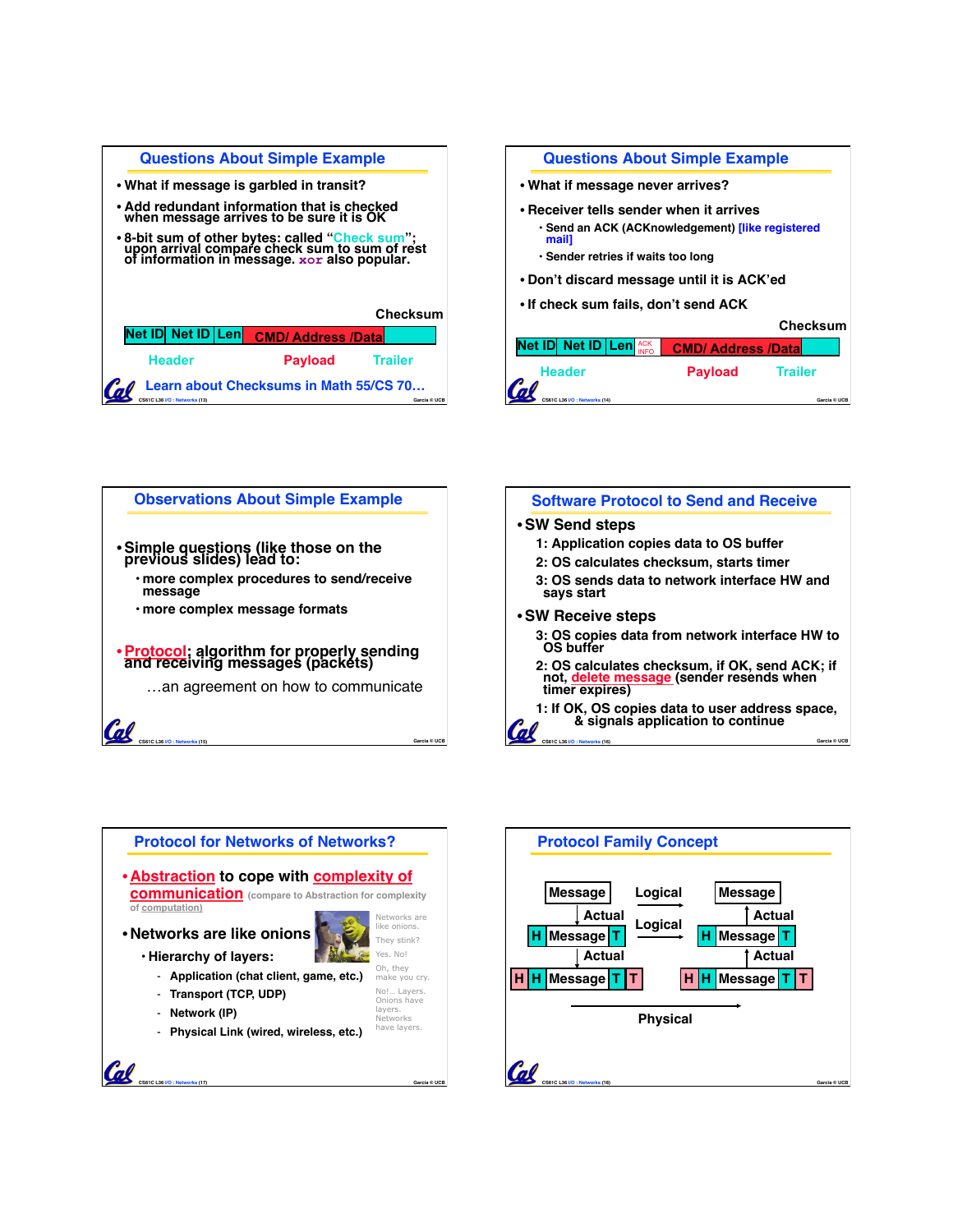## Questions About Simple Example

- What if message is garbled in transit?
- Add redundant information that is checked when message arrives to be sure it is OK
- 8-bit sum of other bytes: called "Check sum"; upon arrival compare check sum to sum of rest of information in message. `xor` also popular.

Checksum

| Net ID | Net ID | Len | CMD/ Address /Data | |
|---|---|---|---|---|

Header — Payload — Trailer

Learn about Checksums in Math 55/CS 70…

## Questions About Simple Example

- What if message never arrives?
- Receiver tells sender when it arrives
  - Send an ACK (ACKnowledgement) [like registered mail]
  - Sender retries if waits too long
- Don't discard message until it is ACK'ed
- If check sum fails, don't send ACK

Checksum

| Net ID | Net ID | Len | ACK INFO | CMD/ Address /Data | |
|---|---|---|---|---|---|

Header — Payload — Trailer

## Observations About Simple Example

- Simple questions (like those on the previous slides) lead to:
  - more complex procedures to send/receive message
  - more complex message formats
- Protocol: algorithm for properly sending and receiving messages (packets)

…an agreement on how to communicate

## Software Protocol to Send and Receive

- SW Send steps
  1: Application copies data to OS buffer
  2: OS calculates checksum, starts timer
  3: OS sends data to network interface HW and says start
- SW Receive steps
  3: OS copies data from network interface HW to OS buffer
  2: OS calculates checksum, if OK, send ACK; if not, delete message (sender resends when timer expires)
  1: If OK, OS copies data to user address space, & signals application to continue

## Protocol for Networks of Networks?

- Abstraction to cope with complexity of communication (compare to Abstraction for complexity of computation)
- Networks are like onions
  - Hierarchy of layers:
    - Application (chat client, game, etc.)
    - Transport (TCP, UDP)
    - Network (IP)
    - Physical Link (wired, wireless, etc.)

Networks are like onions. They stink? Yes. No! Oh, they make you cry. No!… Layers. Onions have layers. Networks have layers.

## Protocol Family Concept

Message —Logical→ Message

↓ Actual / Actual ↑

H Message T —Logical→ H Message T

↓ Actual / Actual ↑

H H Message T T —Physical→ H H Message T T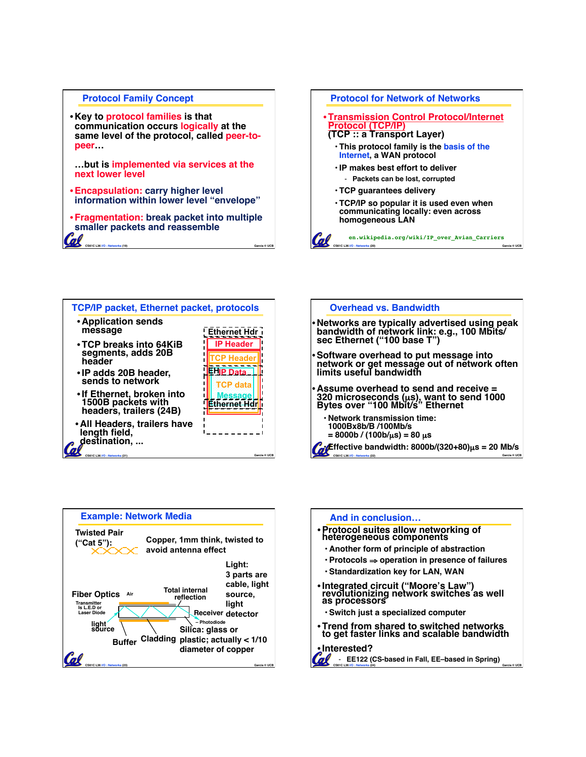## Protocol Family Concept

- Key to protocol families is that communication occurs logically at the same level of the protocol, called peer-to-peer…

  …but is implemented via services at the next lower level

- Encapsulation: carry higher level information within lower level "envelope"
- Fragmentation: break packet into multiple smaller packets and reassemble

## Protocol for Network of Networks

- Transmission Control Protocol/Internet Protocol (TCP/IP)
  (TCP :: a Transport Layer)
  - This protocol family is the basis of the Internet, a WAN protocol
  - IP makes best effort to deliver
    - Packets can be lost, corrupted
  - TCP guarantees delivery
  - TCP/IP so popular it is used even when communicating locally: even across homogeneous LAN

en.wikipedia.org/wiki/IP_over_Avian_Carriers

## TCP/IP packet, Ethernet packet, protocols

- Application sends message
- TCP breaks into 64KiB segments, adds 20B header
- IP adds 20B header, sends to network
- If Ethernet, broken into 1500B packets with headers, trailers (24B)
- All Headers, trailers have length field, destination, ...

Ethernet Hdr
IP Header
TCP Header
EH IP Data
TCP data
Message
Ethernet Hdr

## Overhead vs. Bandwidth

- Networks are typically advertised using peak bandwidth of network link: e.g., 100 Mbits/sec Ethernet ("100 base T")
- Software overhead to put message into network or get message out of network often limits useful bandwidth
- Assume overhead to send and receive = 320 microseconds ($\mu$s), want to send 1000 Bytes over "100 Mbit/s" Ethernet
  - Network transmission time: 1000Bx8b/B /100Mb/s = 8000b / (100b/$\mu$s) = 80 $\mu$s
  - Effective bandwidth: 8000b/(320+80)$\mu$s = 20 Mb/s

## Example: Network Media

Twisted Pair ("Cat 5"): Copper, 1mm think, twisted to avoid antenna effect

Fiber Optics

Air

Transmitter Is L.E.D or Laser Diode

light source

Total internal reflection

Receiver – Photodiode

Buffer

Cladding

Silica: glass or plastic; actually < 1/10 diameter of copper

Light: 3 parts are cable, light source, light detector

## And in conclusion…

- Protocol suites allow networking of heterogeneous components
  - Another form of principle of abstraction
  - Protocols ⇒ operation in presence of failures
  - Standardization key for LAN, WAN
- Integrated circuit ("Moore's Law") revolutionizing network switches as well as processors
  - Switch just a specialized computer
- Trend from shared to switched networks to get faster links and scalable bandwidth
- Interested?
  - EE122 (CS-based in Fall, EE–based in Spring)